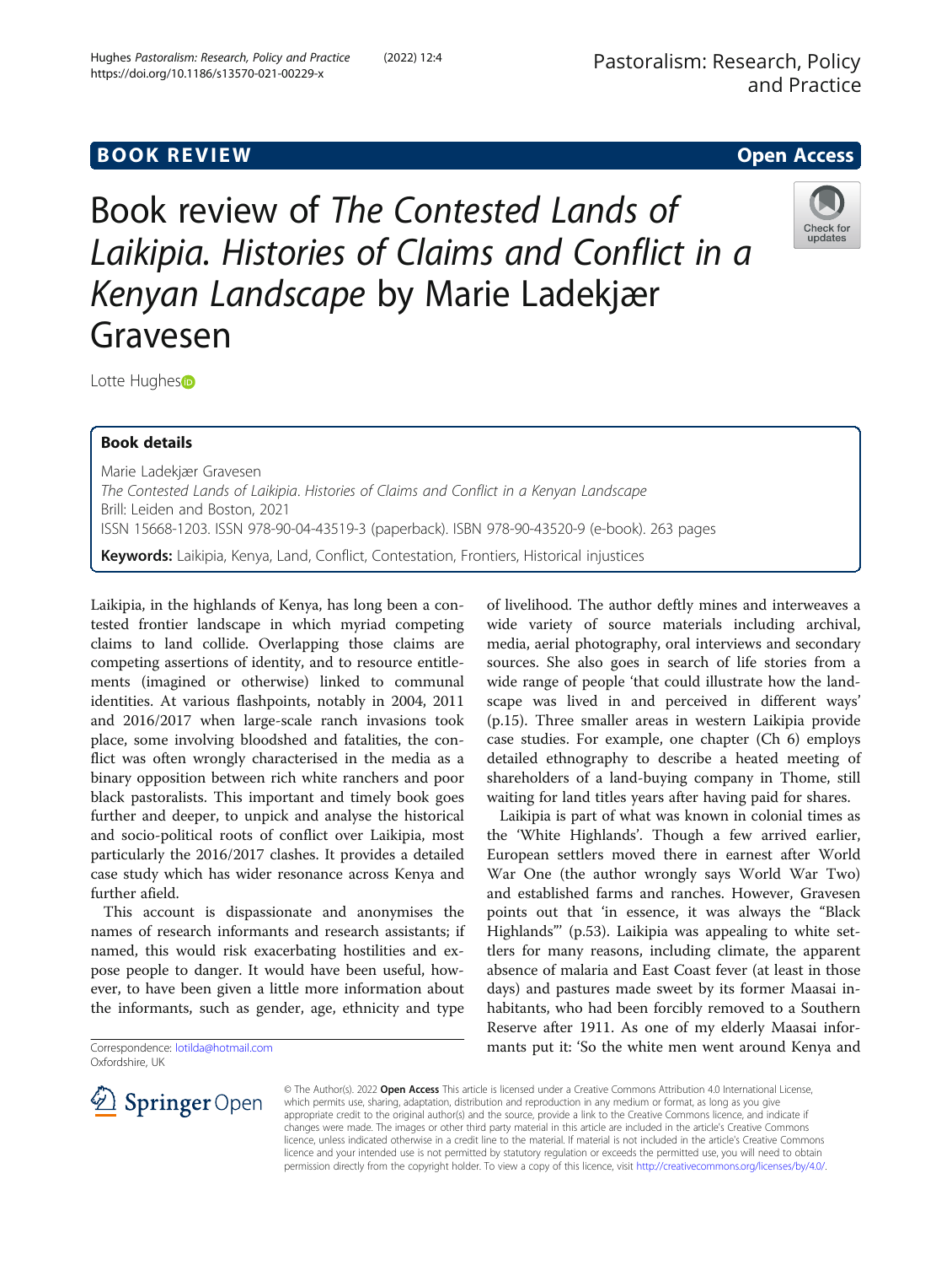BOOK REVIEW

Open Access

# Book review of *The Contested Lands of Laikipia. Histories of Claims and Conflict in a Kenyan Landscape* by Marie Ladekjær Gravesen

Lotte Hughes

## Book details

Marie Ladekjær Gravesen
*The Contested Lands of Laikipia. Histories of Claims and Conflict in a Kenyan Landscape*
Brill: Leiden and Boston, 2021
ISSN 15668-1203. ISSN 978-90-04-43519-3 (paperback). ISBN 978-90-43520-9 (e-book). 263 pages

**Keywords:** Laikipia, Kenya, Land, Conflict, Contestation, Frontiers, Historical injustices

Laikipia, in the highlands of Kenya, has long been a contested frontier landscape in which myriad competing claims to land collide. Overlapping those claims are competing assertions of identity, and to resource entitlements (imagined or otherwise) linked to communal identities. At various flashpoints, notably in 2004, 2011 and 2016/2017 when large-scale ranch invasions took place, some involving bloodshed and fatalities, the conflict was often wrongly characterised in the media as a binary opposition between rich white ranchers and poor black pastoralists. This important and timely book goes further and deeper, to unpick and analyse the historical and socio-political roots of conflict over Laikipia, most particularly the 2016/2017 clashes. It provides a detailed case study which has wider resonance across Kenya and further afield.

This account is dispassionate and anonymises the names of research informants and research assistants; if named, this would risk exacerbating hostilities and expose people to danger. It would have been useful, however, to have been given a little more information about the informants, such as gender, age, ethnicity and type of livelihood. The author deftly mines and interweaves a wide variety of source materials including archival, media, aerial photography, oral interviews and secondary sources. She also goes in search of life stories from a wide range of people 'that could illustrate how the landscape was lived in and perceived in different ways' (p.15). Three smaller areas in western Laikipia provide case studies. For example, one chapter (Ch 6) employs detailed ethnography to describe a heated meeting of shareholders of a land-buying company in Thome, still waiting for land titles years after having paid for shares.

Laikipia is part of what was known in colonial times as the 'White Highlands'. Though a few arrived earlier, European settlers moved there in earnest after World War One (the author wrongly says World War Two) and established farms and ranches. However, Gravesen points out that 'in essence, it was always the "Black Highlands"' (p.53). Laikipia was appealing to white settlers for many reasons, including climate, the apparent absence of malaria and East Coast fever (at least in those days) and pastures made sweet by its former Maasai inhabitants, who had been forcibly removed to a Southern Reserve after 1911. As one of my elderly Maasai informants put it: 'So the white men went around Kenya and

Correspondence: lotilda@hotmail.com
Oxfordshire, UK

© The Author(s). 2022 **Open Access** This article is licensed under a Creative Commons Attribution 4.0 International License, which permits use, sharing, adaptation, distribution and reproduction in any medium or format, as long as you give appropriate credit to the original author(s) and the source, provide a link to the Creative Commons licence, and indicate if changes were made. The images or other third party material in this article are included in the article's Creative Commons licence, unless indicated otherwise in a credit line to the material. If material is not included in the article's Creative Commons licence and your intended use is not permitted by statutory regulation or exceeds the permitted use, you will need to obtain permission directly from the copyright holder. To view a copy of this licence, visit http://creativecommons.org/licenses/by/4.0/.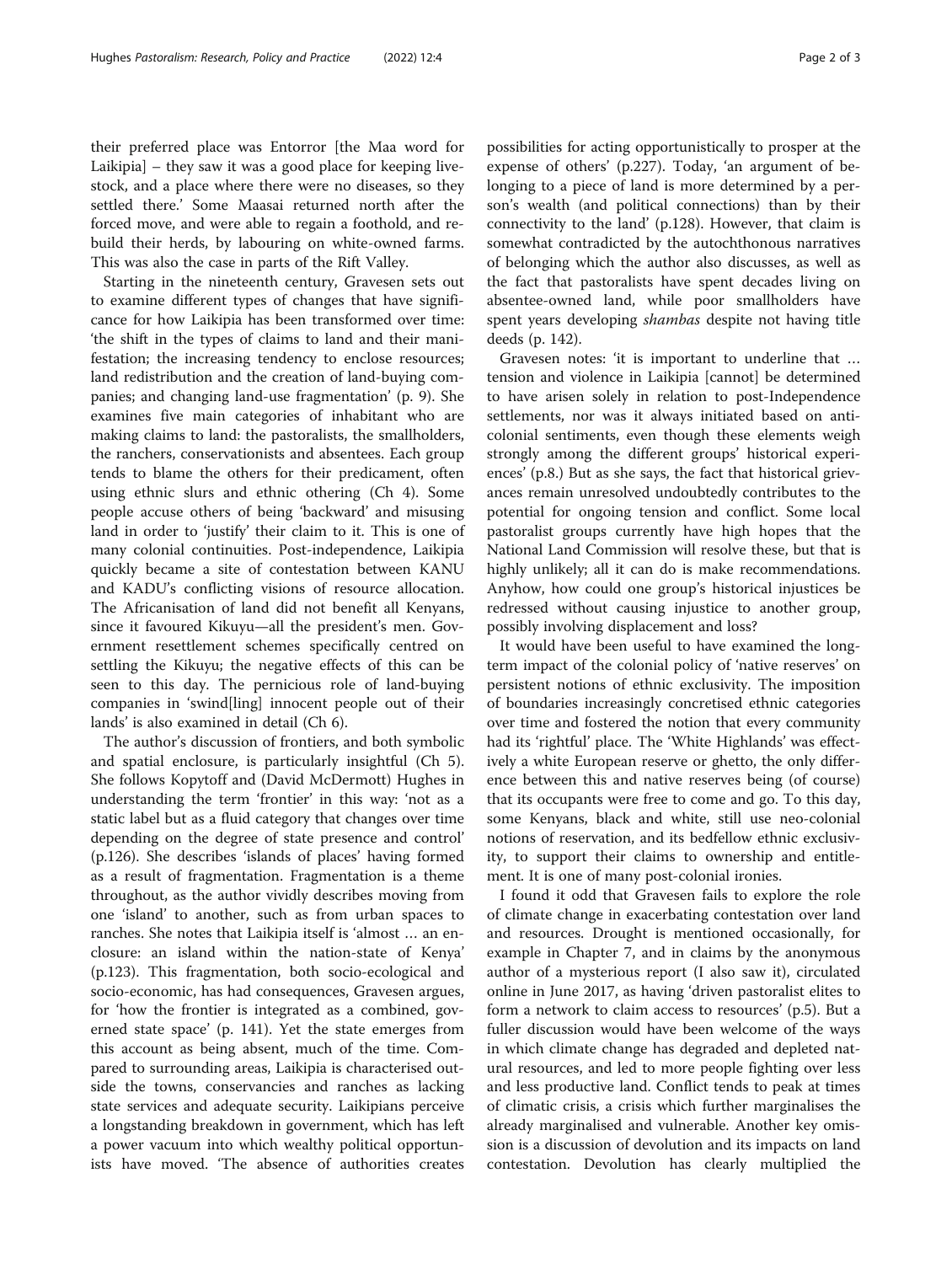their preferred place was Entorror [the Maa word for Laikipia] – they saw it was a good place for keeping livestock, and a place where there were no diseases, so they settled there.' Some Maasai returned north after the forced move, and were able to regain a foothold, and rebuild their herds, by labouring on white-owned farms. This was also the case in parts of the Rift Valley.

Starting in the nineteenth century, Gravesen sets out to examine different types of changes that have significance for how Laikipia has been transformed over time: 'the shift in the types of claims to land and their manifestation; the increasing tendency to enclose resources; land redistribution and the creation of land-buying companies; and changing land-use fragmentation' (p. 9). She examines five main categories of inhabitant who are making claims to land: the pastoralists, the smallholders, the ranchers, conservationists and absentees. Each group tends to blame the others for their predicament, often using ethnic slurs and ethnic othering (Ch 4). Some people accuse others of being 'backward' and misusing land in order to 'justify' their claim to it. This is one of many colonial continuities. Post-independence, Laikipia quickly became a site of contestation between KANU and KADU's conflicting visions of resource allocation. The Africanisation of land did not benefit all Kenyans, since it favoured Kikuyu—all the president's men. Government resettlement schemes specifically centred on settling the Kikuyu; the negative effects of this can be seen to this day. The pernicious role of land-buying companies in 'swind[ling] innocent people out of their lands' is also examined in detail (Ch 6).

The author's discussion of frontiers, and both symbolic and spatial enclosure, is particularly insightful (Ch 5). She follows Kopytoff and (David McDermott) Hughes in understanding the term 'frontier' in this way: 'not as a static label but as a fluid category that changes over time depending on the degree of state presence and control' (p.126). She describes 'islands of places' having formed as a result of fragmentation. Fragmentation is a theme throughout, as the author vividly describes moving from one 'island' to another, such as from urban spaces to ranches. She notes that Laikipia itself is 'almost … an enclosure: an island within the nation-state of Kenya' (p.123). This fragmentation, both socio-ecological and socio-economic, has had consequences, Gravesen argues, for 'how the frontier is integrated as a combined, governed state space' (p. 141). Yet the state emerges from this account as being absent, much of the time. Compared to surrounding areas, Laikipia is characterised outside the towns, conservancies and ranches as lacking state services and adequate security. Laikipians perceive a longstanding breakdown in government, which has left a power vacuum into which wealthy political opportunists have moved. 'The absence of authorities creates possibilities for acting opportunistically to prosper at the expense of others' (p.227). Today, 'an argument of belonging to a piece of land is more determined by a person's wealth (and political connections) than by their connectivity to the land' (p.128). However, that claim is somewhat contradicted by the autochthonous narratives of belonging which the author also discusses, as well as the fact that pastoralists have spent decades living on absentee-owned land, while poor smallholders have spent years developing *shambas* despite not having title deeds (p. 142).

Gravesen notes: 'it is important to underline that … tension and violence in Laikipia [cannot] be determined to have arisen solely in relation to post-Independence settlements, nor was it always initiated based on anti-colonial sentiments, even though these elements weigh strongly among the different groups' historical experiences' (p.8.) But as she says, the fact that historical grievances remain unresolved undoubtedly contributes to the potential for ongoing tension and conflict. Some local pastoralist groups currently have high hopes that the National Land Commission will resolve these, but that is highly unlikely; all it can do is make recommendations. Anyhow, how could one group's historical injustices be redressed without causing injustice to another group, possibly involving displacement and loss?

It would have been useful to have examined the long-term impact of the colonial policy of 'native reserves' on persistent notions of ethnic exclusivity. The imposition of boundaries increasingly concretised ethnic categories over time and fostered the notion that every community had its 'rightful' place. The 'White Highlands' was effectively a white European reserve or ghetto, the only difference between this and native reserves being (of course) that its occupants were free to come and go. To this day, some Kenyans, black and white, still use neo-colonial notions of reservation, and its bedfellow ethnic exclusivity, to support their claims to ownership and entitlement. It is one of many post-colonial ironies.

I found it odd that Gravesen fails to explore the role of climate change in exacerbating contestation over land and resources. Drought is mentioned occasionally, for example in Chapter 7, and in claims by the anonymous author of a mysterious report (I also saw it), circulated online in June 2017, as having 'driven pastoralist elites to form a network to claim access to resources' (p.5). But a fuller discussion would have been welcome of the ways in which climate change has degraded and depleted natural resources, and led to more people fighting over less and less productive land. Conflict tends to peak at times of climatic crisis, a crisis which further marginalises the already marginalised and vulnerable. Another key omission is a discussion of devolution and its impacts on land contestation. Devolution has clearly multiplied the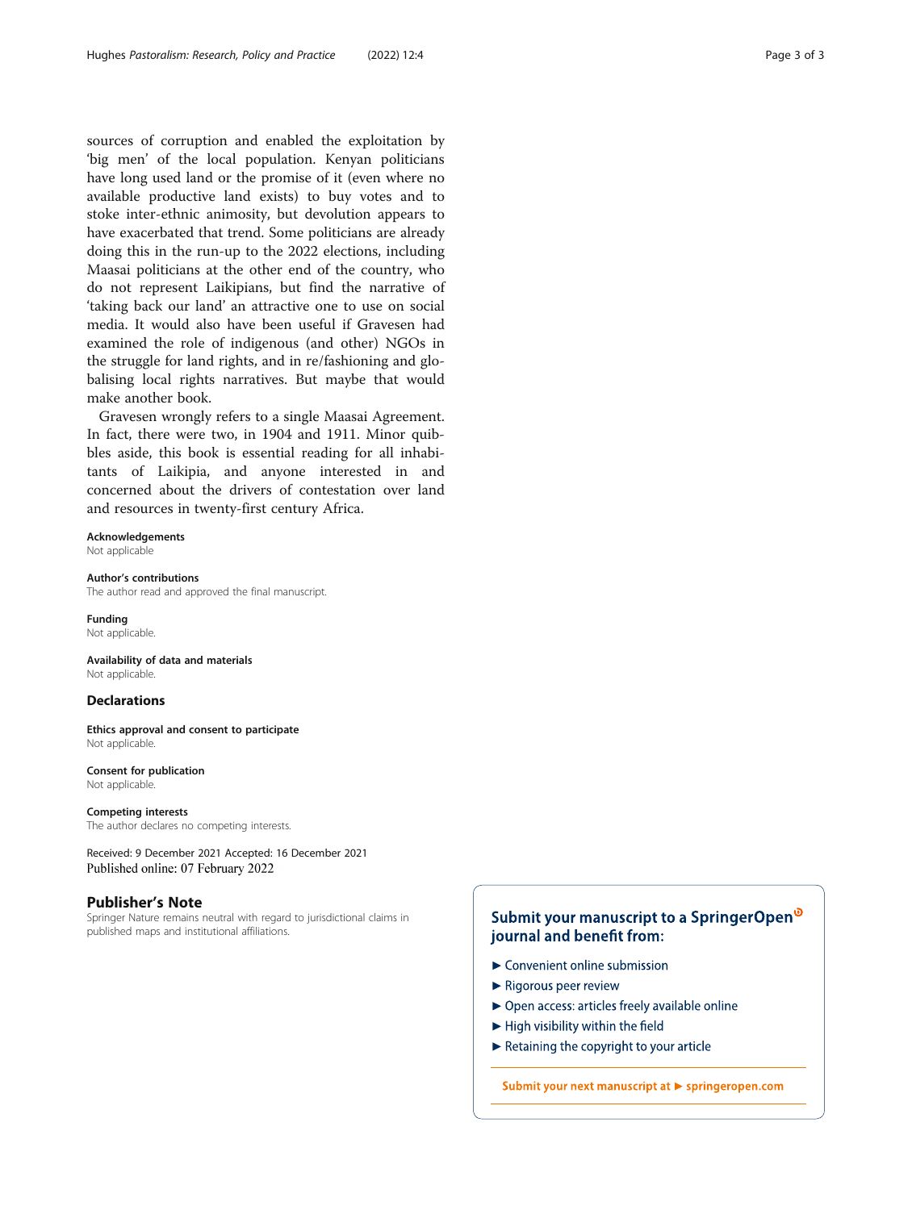sources of corruption and enabled the exploitation by 'big men' of the local population. Kenyan politicians have long used land or the promise of it (even where no available productive land exists) to buy votes and to stoke inter-ethnic animosity, but devolution appears to have exacerbated that trend. Some politicians are already doing this in the run-up to the 2022 elections, including Maasai politicians at the other end of the country, who do not represent Laikipians, but find the narrative of 'taking back our land' an attractive one to use on social media. It would also have been useful if Gravesen had examined the role of indigenous (and other) NGOs in the struggle for land rights, and in re/fashioning and globalising local rights narratives. But maybe that would make another book.

Gravesen wrongly refers to a single Maasai Agreement. In fact, there were two, in 1904 and 1911. Minor quibbles aside, this book is essential reading for all inhabitants of Laikipia, and anyone interested in and concerned about the drivers of contestation over land and resources in twenty-first century Africa.

#### Acknowledgements
Not applicable

#### Author's contributions
The author read and approved the final manuscript.

#### Funding
Not applicable.

#### Availability of data and materials
Not applicable.

### Declarations

#### Ethics approval and consent to participate
Not applicable.

#### Consent for publication
Not applicable.

#### Competing interests
The author declares no competing interests.

Received: 9 December 2021 Accepted: 16 December 2021
Published online: 07 February 2022

### Publisher's Note
Springer Nature remains neutral with regard to jurisdictional claims in published maps and institutional affiliations.

**Submit your manuscript to a SpringerOpen journal and benefit from:**

- Convenient online submission
- Rigorous peer review
- Open access: articles freely available online
- High visibility within the field
- Retaining the copyright to your article

**Submit your next manuscript at ▶ springeropen.com**